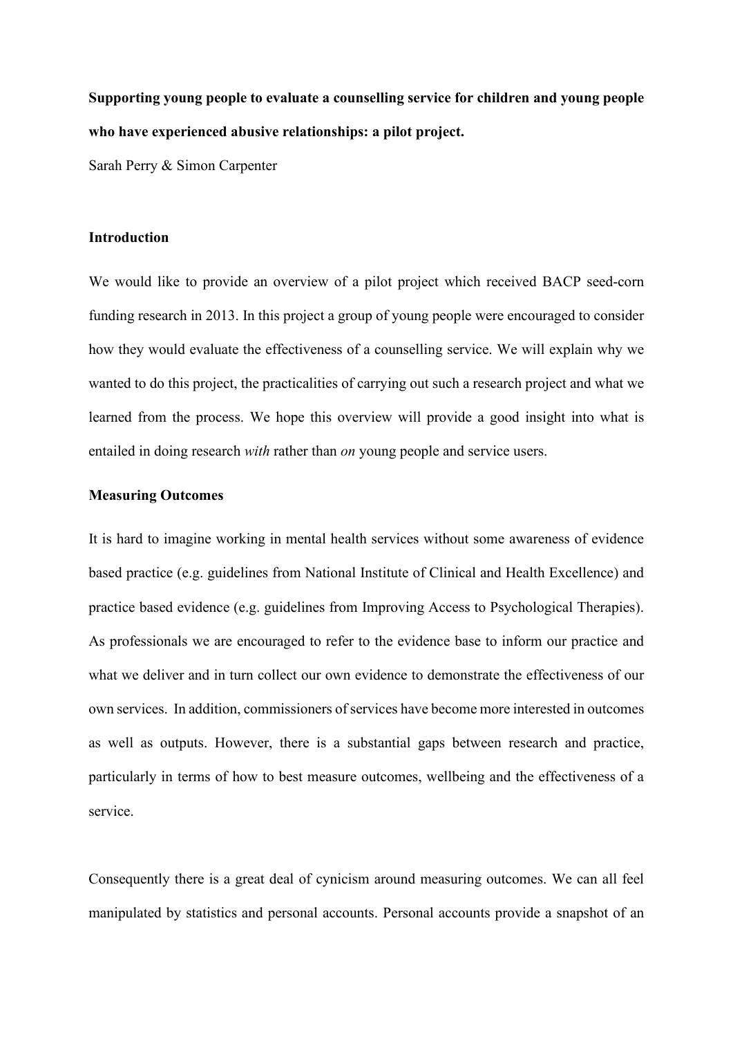**Supporting young people to evaluate a counselling service for children and young people who have experienced abusive relationships: a pilot project.**

Sarah Perry & Simon Carpenter

## Introduction

We would like to provide an overview of a pilot project which received BACP seed-corn funding research in 2013. In this project a group of young people were encouraged to consider how they would evaluate the effectiveness of a counselling service. We will explain why we wanted to do this project, the practicalities of carrying out such a research project and what we learned from the process. We hope this overview will provide a good insight into what is entailed in doing research *with* rather than *on* young people and service users.

## Measuring Outcomes

It is hard to imagine working in mental health services without some awareness of evidence based practice (e.g. guidelines from National Institute of Clinical and Health Excellence) and practice based evidence (e.g. guidelines from Improving Access to Psychological Therapies). As professionals we are encouraged to refer to the evidence base to inform our practice and what we deliver and in turn collect our own evidence to demonstrate the effectiveness of our own services. In addition, commissioners of services have become more interested in outcomes as well as outputs. However, there is a substantial gaps between research and practice, particularly in terms of how to best measure outcomes, wellbeing and the effectiveness of a service.

Consequently there is a great deal of cynicism around measuring outcomes. We can all feel manipulated by statistics and personal accounts. Personal accounts provide a snapshot of an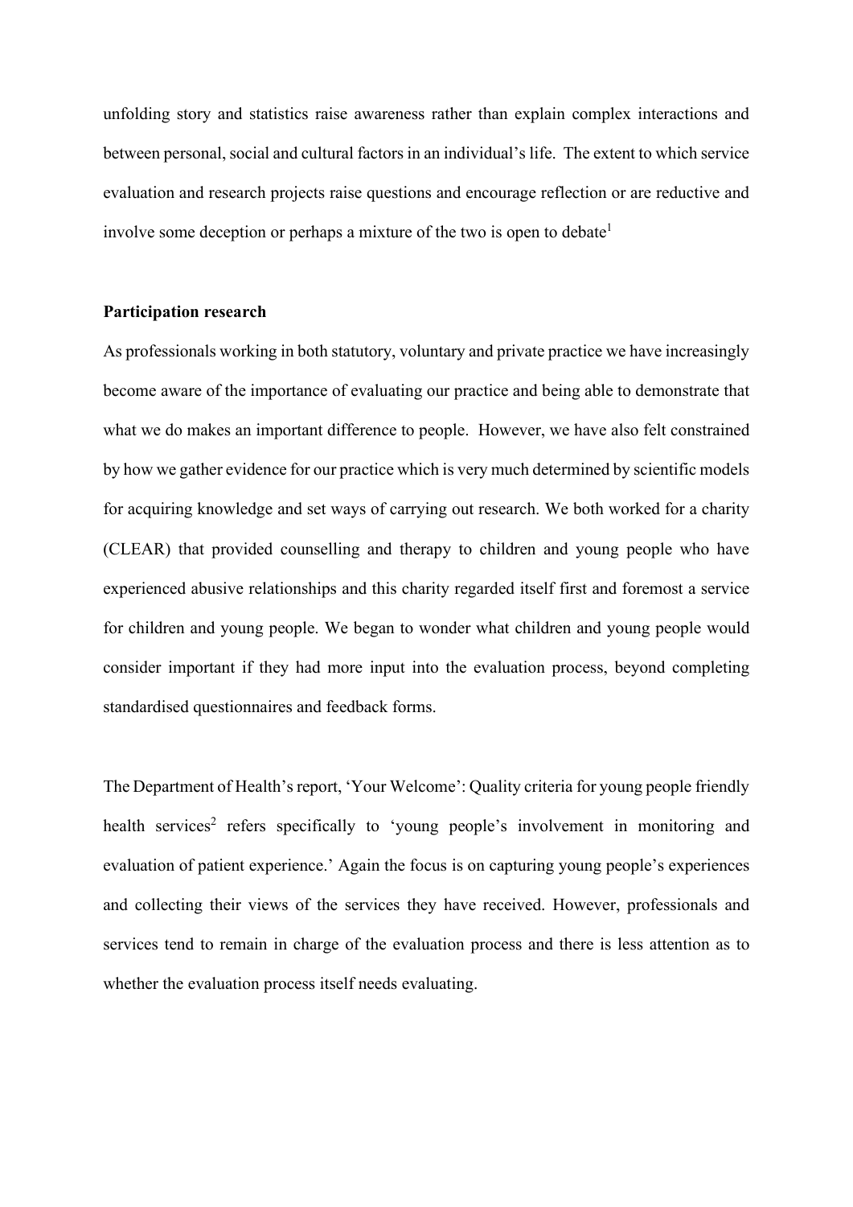unfolding story and statistics raise awareness rather than explain complex interactions and between personal, social and cultural factors in an individual's life. The extent to which service evaluation and research projects raise questions and encourage reflection or are reductive and involve some deception or perhaps a mixture of the two is open to debate[1]

**Participation research**

As professionals working in both statutory, voluntary and private practice we have increasingly become aware of the importance of evaluating our practice and being able to demonstrate that what we do makes an important difference to people. However, we have also felt constrained by how we gather evidence for our practice which is very much determined by scientific models for acquiring knowledge and set ways of carrying out research. We both worked for a charity (CLEAR) that provided counselling and therapy to children and young people who have experienced abusive relationships and this charity regarded itself first and foremost a service for children and young people. We began to wonder what children and young people would consider important if they had more input into the evaluation process, beyond completing standardised questionnaires and feedback forms.

The Department of Health's report, 'Your Welcome': Quality criteria for young people friendly health services[2] refers specifically to 'young people's involvement in monitoring and evaluation of patient experience.' Again the focus is on capturing young people's experiences and collecting their views of the services they have received. However, professionals and services tend to remain in charge of the evaluation process and there is less attention as to whether the evaluation process itself needs evaluating.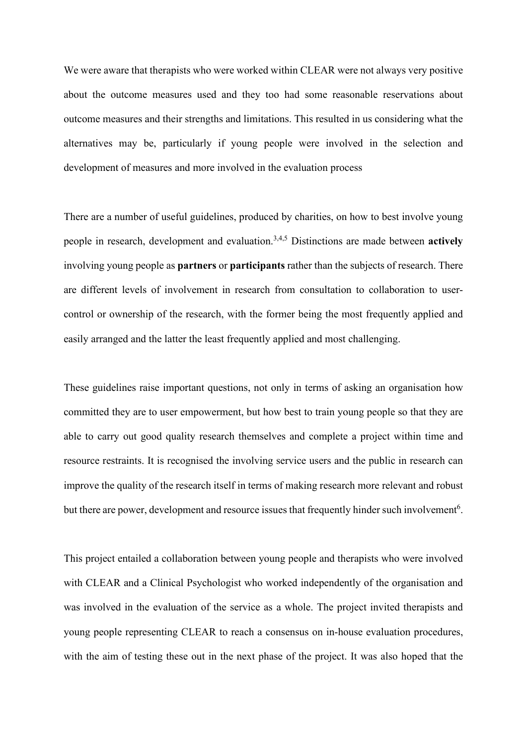We were aware that therapists who were worked within CLEAR were not always very positive about the outcome measures used and they too had some reasonable reservations about outcome measures and their strengths and limitations. This resulted in us considering what the alternatives may be, particularly if young people were involved in the selection and development of measures and more involved in the evaluation process

There are a number of useful guidelines, produced by charities, on how to best involve young people in research, development and evaluation.[3,4,5] Distinctions are made between **actively** involving young people as **partners** or **participants** rather than the subjects of research. There are different levels of involvement in research from consultation to collaboration to user-control or ownership of the research, with the former being the most frequently applied and easily arranged and the latter the least frequently applied and most challenging.

These guidelines raise important questions, not only in terms of asking an organisation how committed they are to user empowerment, but how best to train young people so that they are able to carry out good quality research themselves and complete a project within time and resource restraints. It is recognised the involving service users and the public in research can improve the quality of the research itself in terms of making research more relevant and robust but there are power, development and resource issues that frequently hinder such involvement[6].

This project entailed a collaboration between young people and therapists who were involved with CLEAR and a Clinical Psychologist who worked independently of the organisation and was involved in the evaluation of the service as a whole. The project invited therapists and young people representing CLEAR to reach a consensus on in-house evaluation procedures, with the aim of testing these out in the next phase of the project. It was also hoped that the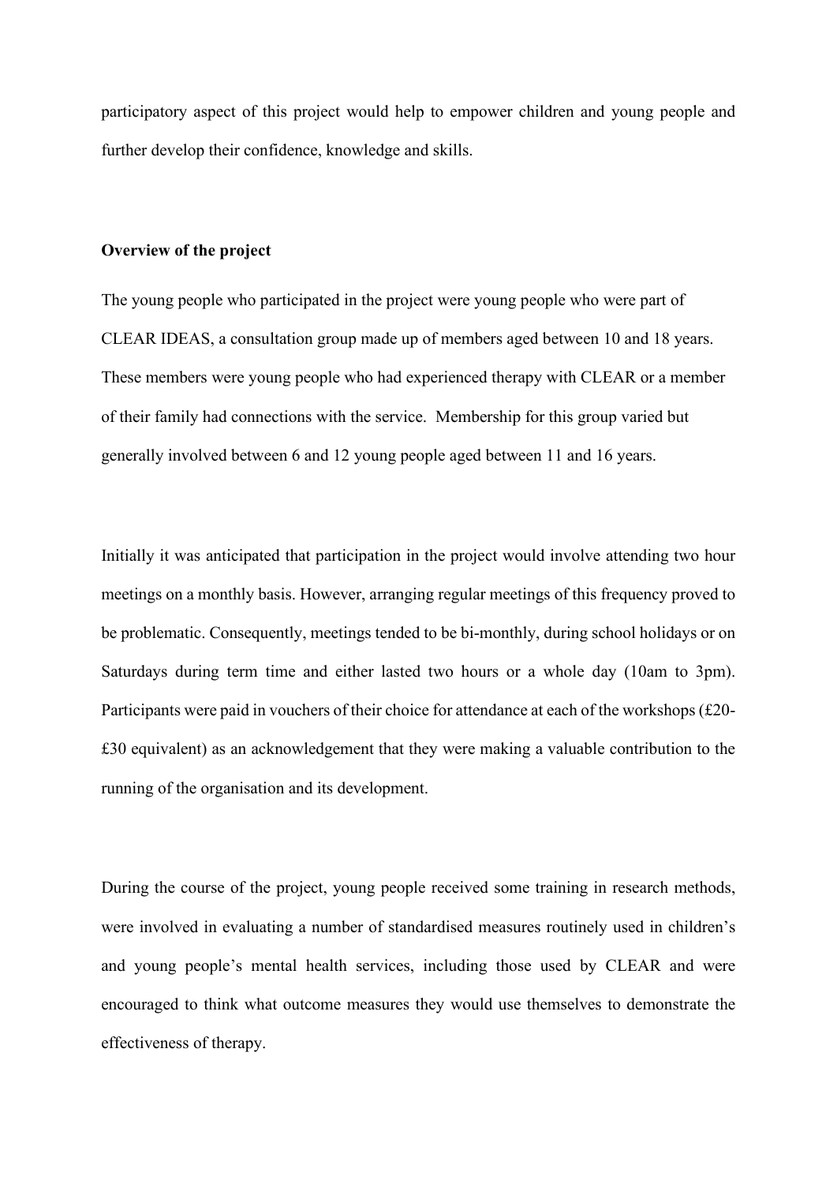participatory aspect of this project would help to empower children and young people and further develop their confidence, knowledge and skills.

**Overview of the project**

The young people who participated in the project were young people who were part of CLEAR IDEAS, a consultation group made up of members aged between 10 and 18 years. These members were young people who had experienced therapy with CLEAR or a member of their family had connections with the service. Membership for this group varied but generally involved between 6 and 12 young people aged between 11 and 16 years.

Initially it was anticipated that participation in the project would involve attending two hour meetings on a monthly basis. However, arranging regular meetings of this frequency proved to be problematic. Consequently, meetings tended to be bi-monthly, during school holidays or on Saturdays during term time and either lasted two hours or a whole day (10am to 3pm). Participants were paid in vouchers of their choice for attendance at each of the workshops (£20-£30 equivalent) as an acknowledgement that they were making a valuable contribution to the running of the organisation and its development.

During the course of the project, young people received some training in research methods, were involved in evaluating a number of standardised measures routinely used in children's and young people's mental health services, including those used by CLEAR and were encouraged to think what outcome measures they would use themselves to demonstrate the effectiveness of therapy.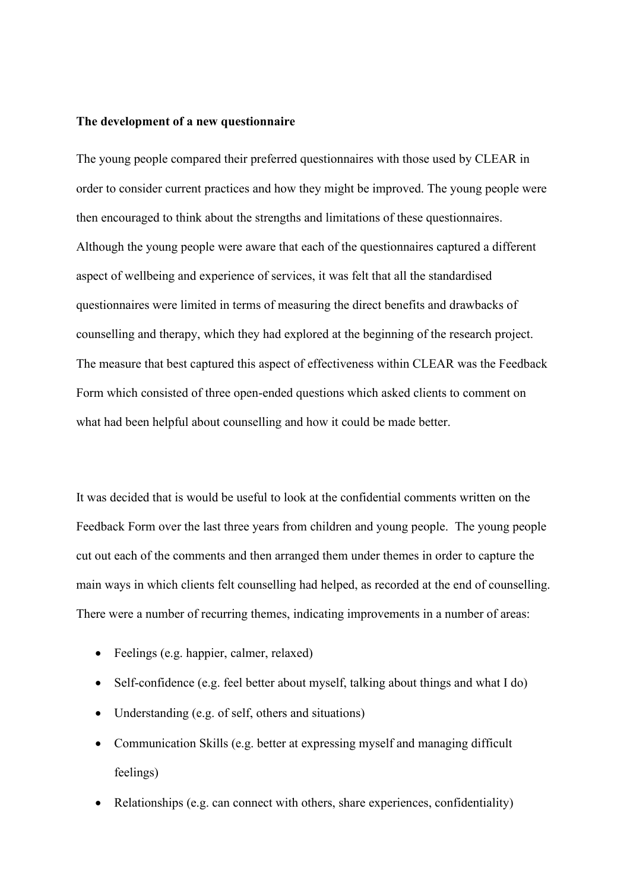**The development of a new questionnaire**

The young people compared their preferred questionnaires with those used by CLEAR in order to consider current practices and how they might be improved. The young people were then encouraged to think about the strengths and limitations of these questionnaires. Although the young people were aware that each of the questionnaires captured a different aspect of wellbeing and experience of services, it was felt that all the standardised questionnaires were limited in terms of measuring the direct benefits and drawbacks of counselling and therapy, which they had explored at the beginning of the research project. The measure that best captured this aspect of effectiveness within CLEAR was the Feedback Form which consisted of three open-ended questions which asked clients to comment on what had been helpful about counselling and how it could be made better.

It was decided that is would be useful to look at the confidential comments written on the Feedback Form over the last three years from children and young people. The young people cut out each of the comments and then arranged them under themes in order to capture the main ways in which clients felt counselling had helped, as recorded at the end of counselling. There were a number of recurring themes, indicating improvements in a number of areas:

- Feelings (e.g. happier, calmer, relaxed)
- Self-confidence (e.g. feel better about myself, talking about things and what I do)
- Understanding (e.g. of self, others and situations)
- Communication Skills (e.g. better at expressing myself and managing difficult feelings)
- Relationships (e.g. can connect with others, share experiences, confidentiality)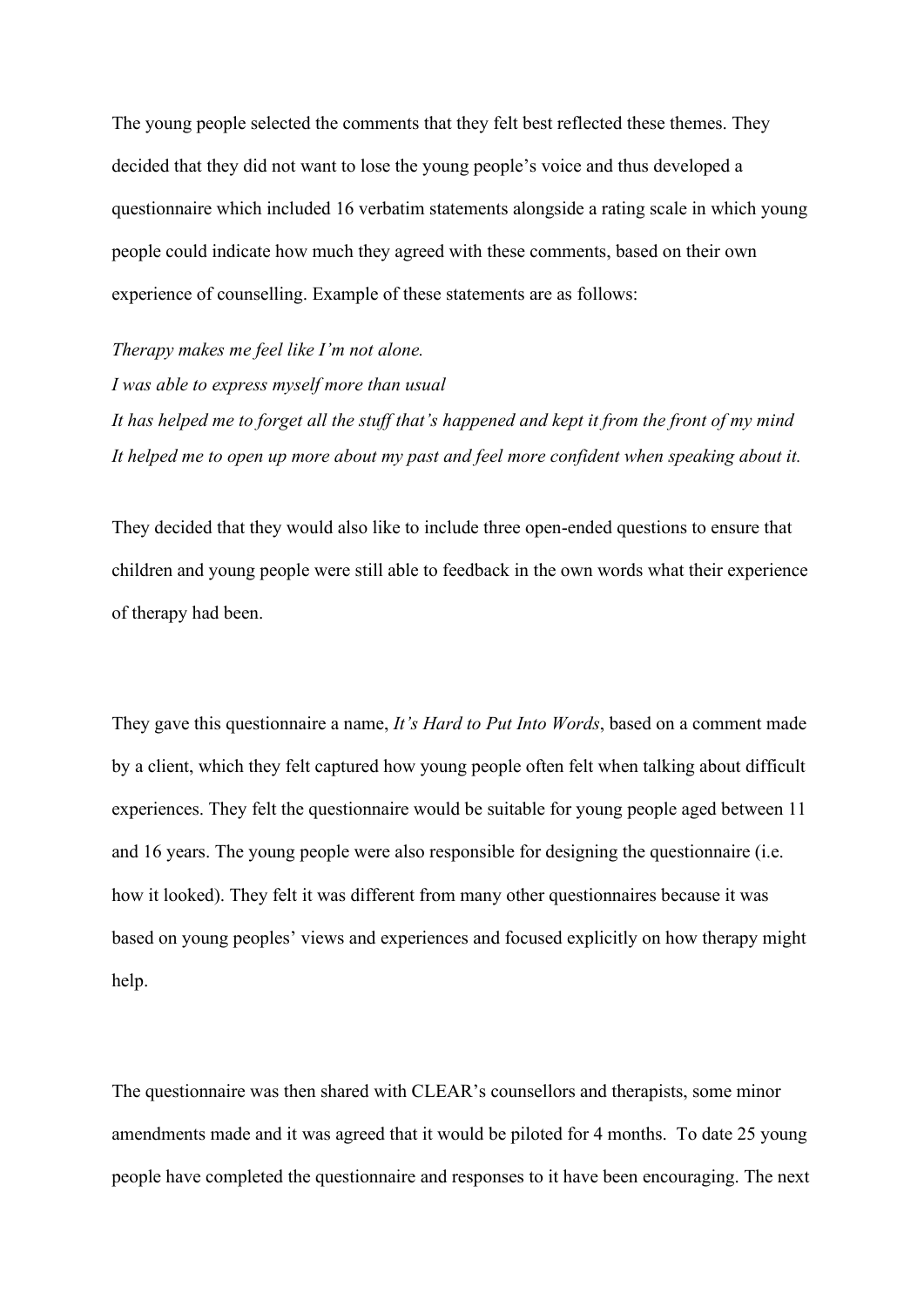The young people selected the comments that they felt best reflected these themes. They decided that they did not want to lose the young people's voice and thus developed a questionnaire which included 16 verbatim statements alongside a rating scale in which young people could indicate how much they agreed with these comments, based on their own experience of counselling. Example of these statements are as follows:

*Therapy makes me feel like I'm not alone.*
*I was able to express myself more than usual*
*It has helped me to forget all the stuff that's happened and kept it from the front of my mind*
*It helped me to open up more about my past and feel more confident when speaking about it.*

They decided that they would also like to include three open-ended questions to ensure that children and young people were still able to feedback in the own words what their experience of therapy had been.

They gave this questionnaire a name, *It's Hard to Put Into Words*, based on a comment made by a client, which they felt captured how young people often felt when talking about difficult experiences. They felt the questionnaire would be suitable for young people aged between 11 and 16 years. The young people were also responsible for designing the questionnaire (i.e. how it looked). They felt it was different from many other questionnaires because it was based on young peoples' views and experiences and focused explicitly on how therapy might help.

The questionnaire was then shared with CLEAR's counsellors and therapists, some minor amendments made and it was agreed that it would be piloted for 4 months. To date 25 young people have completed the questionnaire and responses to it have been encouraging. The next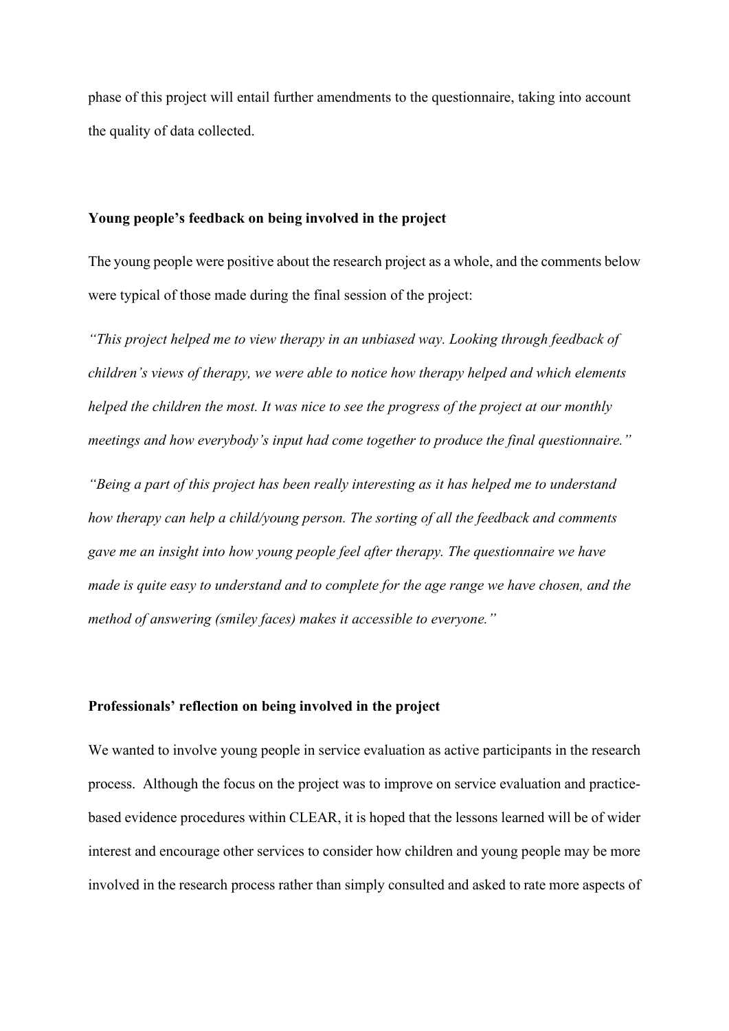phase of this project will entail further amendments to the questionnaire, taking into account the quality of data collected.

### Young people's feedback on being involved in the project

The young people were positive about the research project as a whole, and the comments below were typical of those made during the final session of the project:

*"This project helped me to view therapy in an unbiased way. Looking through feedback of children's views of therapy, we were able to notice how therapy helped and which elements helped the children the most. It was nice to see the progress of the project at our monthly meetings and how everybody's input had come together to produce the final questionnaire."*

*"Being a part of this project has been really interesting as it has helped me to understand how therapy can help a child/young person. The sorting of all the feedback and comments gave me an insight into how young people feel after therapy. The questionnaire we have made is quite easy to understand and to complete for the age range we have chosen, and the method of answering (smiley faces) makes it accessible to everyone."*

### Professionals' reflection on being involved in the project

We wanted to involve young people in service evaluation as active participants in the research process. Although the focus on the project was to improve on service evaluation and practice-based evidence procedures within CLEAR, it is hoped that the lessons learned will be of wider interest and encourage other services to consider how children and young people may be more involved in the research process rather than simply consulted and asked to rate more aspects of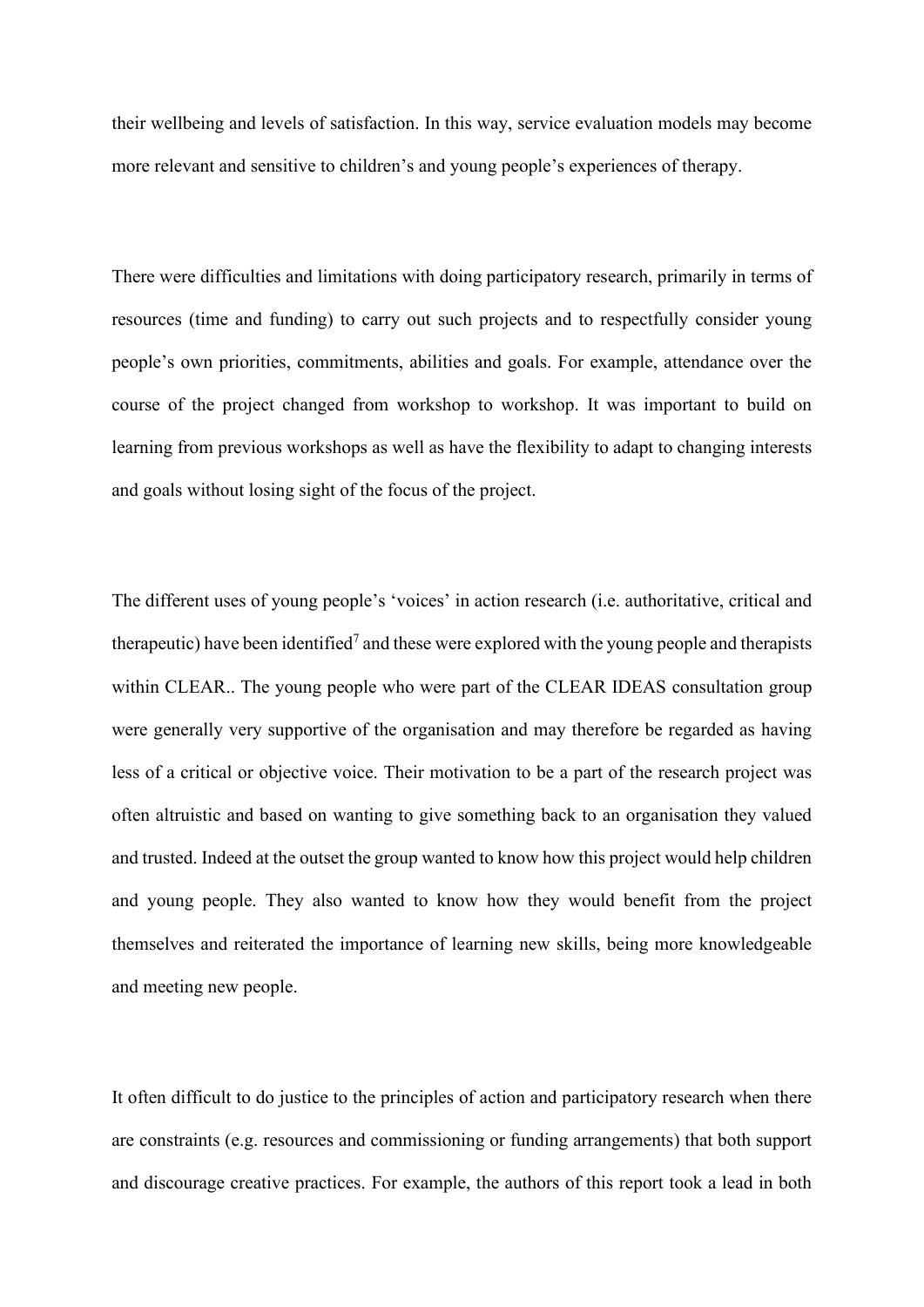their wellbeing and levels of satisfaction. In this way, service evaluation models may become more relevant and sensitive to children's and young people's experiences of therapy.

There were difficulties and limitations with doing participatory research, primarily in terms of resources (time and funding) to carry out such projects and to respectfully consider young people's own priorities, commitments, abilities and goals. For example, attendance over the course of the project changed from workshop to workshop. It was important to build on learning from previous workshops as well as have the flexibility to adapt to changing interests and goals without losing sight of the focus of the project.

The different uses of young people's 'voices' in action research (i.e. authoritative, critical and therapeutic) have been identified[7] and these were explored with the young people and therapists within CLEAR.. The young people who were part of the CLEAR IDEAS consultation group were generally very supportive of the organisation and may therefore be regarded as having less of a critical or objective voice. Their motivation to be a part of the research project was often altruistic and based on wanting to give something back to an organisation they valued and trusted. Indeed at the outset the group wanted to know how this project would help children and young people. They also wanted to know how they would benefit from the project themselves and reiterated the importance of learning new skills, being more knowledgeable and meeting new people.

It often difficult to do justice to the principles of action and participatory research when there are constraints (e.g. resources and commissioning or funding arrangements) that both support and discourage creative practices. For example, the authors of this report took a lead in both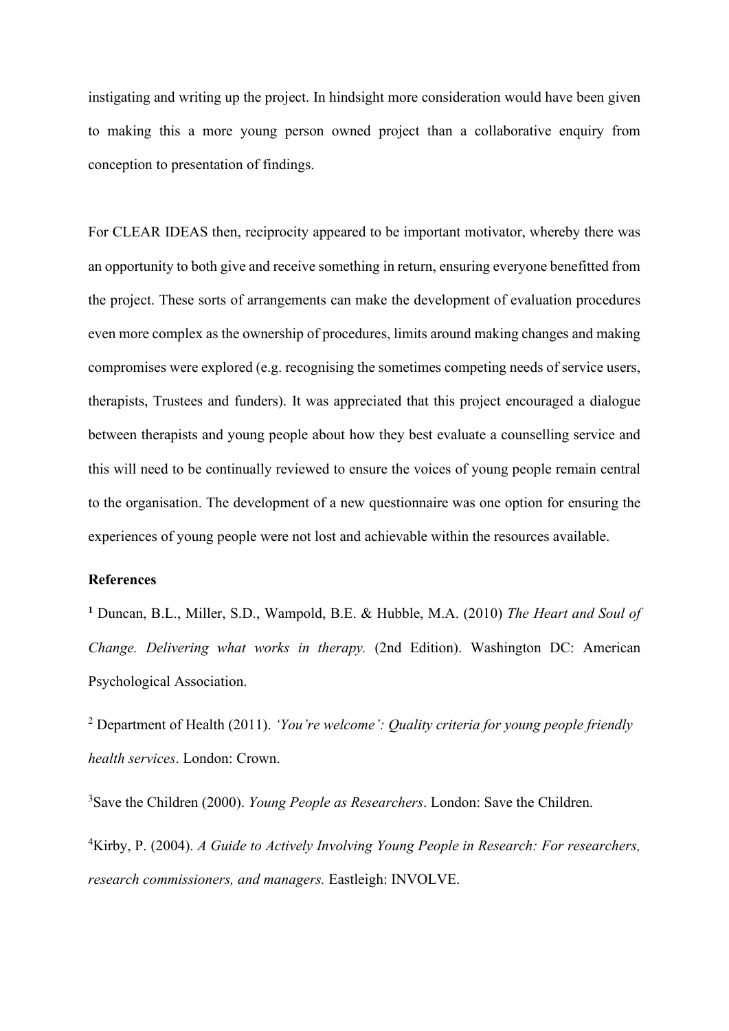instigating and writing up the project. In hindsight more consideration would have been given to making this a more young person owned project than a collaborative enquiry from conception to presentation of findings.

For CLEAR IDEAS then, reciprocity appeared to be important motivator, whereby there was an opportunity to both give and receive something in return, ensuring everyone benefitted from the project. These sorts of arrangements can make the development of evaluation procedures even more complex as the ownership of procedures, limits around making changes and making compromises were explored (e.g. recognising the sometimes competing needs of service users, therapists, Trustees and funders). It was appreciated that this project encouraged a dialogue between therapists and young people about how they best evaluate a counselling service and this will need to be continually reviewed to ensure the voices of young people remain central to the organisation. The development of a new questionnaire was one option for ensuring the experiences of young people were not lost and achievable within the resources available.

**References**

[1] Duncan, B.L., Miller, S.D., Wampold, B.E. & Hubble, M.A. (2010) *The Heart and Soul of Change. Delivering what works in therapy.* (2nd Edition). Washington DC: American Psychological Association.

[2] Department of Health (2011). *'You're welcome': Quality criteria for young people friendly health services*. London: Crown.

[3] Save the Children (2000). *Young People as Researchers*. London: Save the Children.

[4] Kirby, P. (2004). *A Guide to Actively Involving Young People in Research: For researchers, research commissioners, and managers.* Eastleigh: INVOLVE.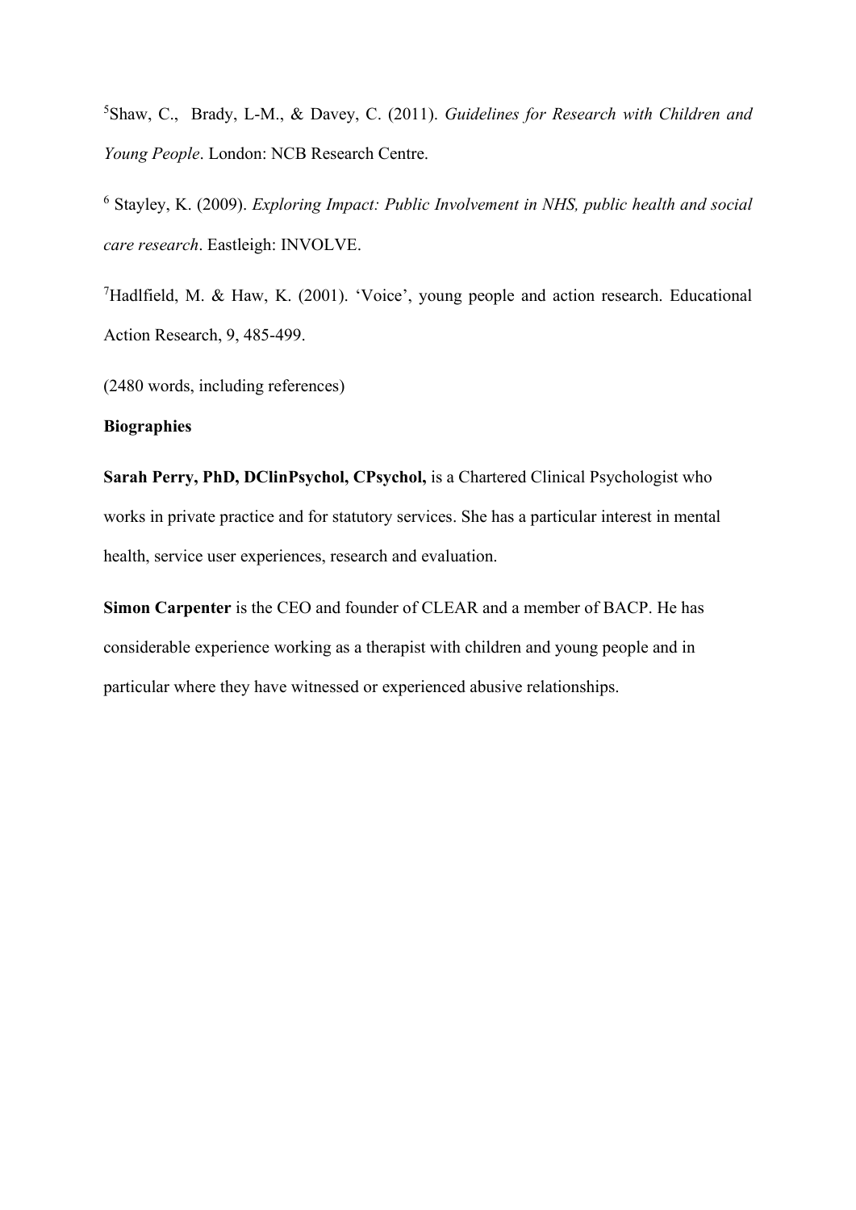[5]Shaw, C., Brady, L-M., & Davey, C. (2011). *Guidelines for Research with Children and Young People*. London: NCB Research Centre.

[6] Stayley, K. (2009). *Exploring Impact: Public Involvement in NHS, public health and social care research*. Eastleigh: INVOLVE.

[7]Hadlfield, M. & Haw, K. (2001). 'Voice', young people and action research. Educational Action Research, 9, 485-499.

(2480 words, including references)

**Biographies**

**Sarah Perry, PhD, DClinPsychol, CPsychol,** is a Chartered Clinical Psychologist who works in private practice and for statutory services. She has a particular interest in mental health, service user experiences, research and evaluation.

**Simon Carpenter** is the CEO and founder of CLEAR and a member of BACP. He has considerable experience working as a therapist with children and young people and in particular where they have witnessed or experienced abusive relationships.